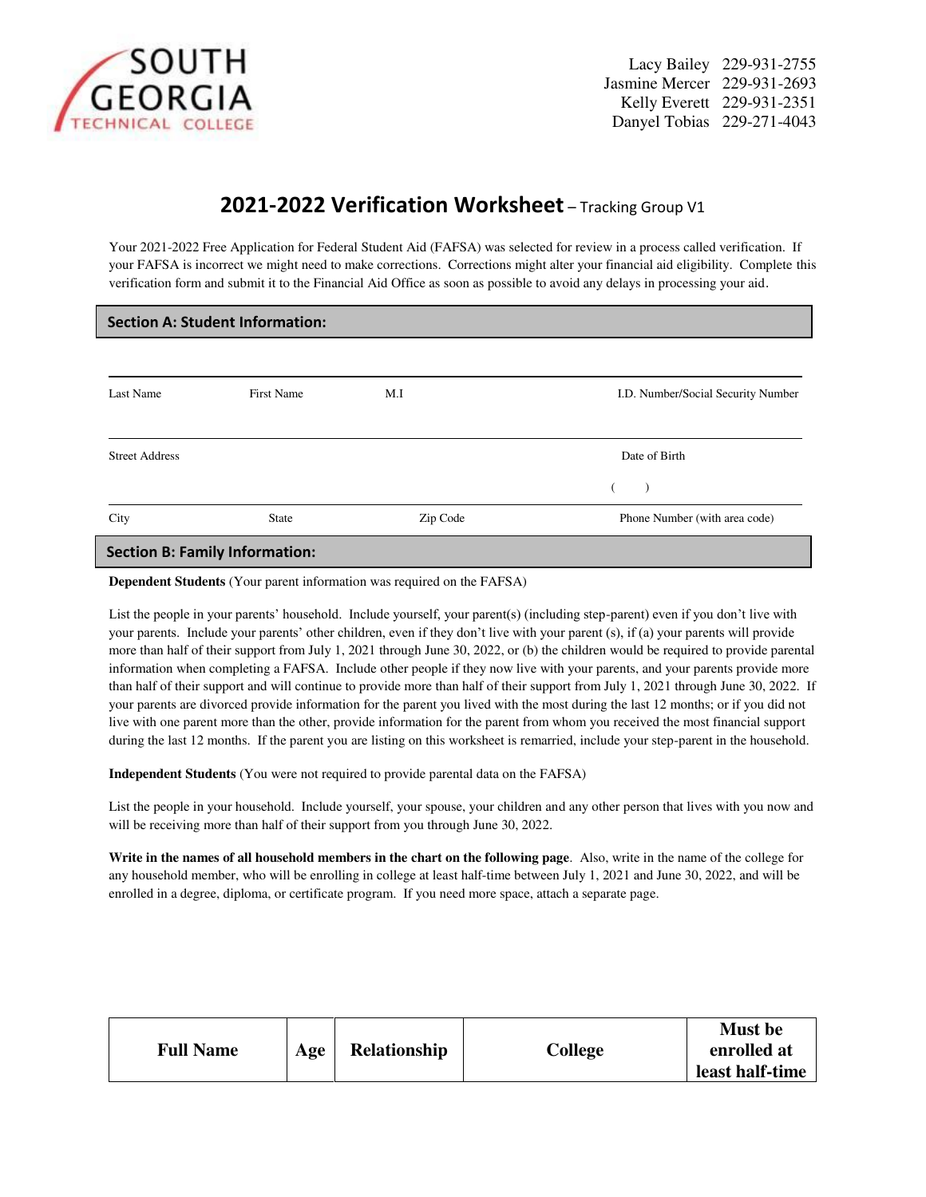SOUTH GEORGIA TECHNICAL COLLEGE

Lacy Bailey 229-931-2755
Jasmine Mercer 229-931-2693
Kelly Everett 229-931-2351
Danyel Tobias 229-271-4043

# 2021-2022 Verification Worksheet – Tracking Group V1

Your 2021-2022 Free Application for Federal Student Aid (FAFSA) was selected for review in a process called verification. If your FAFSA is incorrect we might need to make corrections. Corrections might alter your financial aid eligibility. Complete this verification form and submit it to the Financial Aid Office as soon as possible to avoid any delays in processing your aid.

## Section A: Student Information:

| Last Name | First Name | M.I | I.D. Number/Social Security Number |
|---|---|---|---|

| Street Address | Date of Birth |
|---|---|

| City | State | Zip Code | Phone Number (with area code) ( ) |
|---|---|---|---|

## Section B: Family Information:

**Dependent Students** (Your parent information was required on the FAFSA)

List the people in your parents' household. Include yourself, your parent(s) (including step-parent) even if you don't live with your parents. Include your parents' other children, even if they don't live with your parent (s), if (a) your parents will provide more than half of their support from July 1, 2021 through June 30, 2022, or (b) the children would be required to provide parental information when completing a FAFSA. Include other people if they now live with your parents, and your parents provide more than half of their support and will continue to provide more than half of their support from July 1, 2021 through June 30, 2022. If your parents are divorced provide information for the parent you lived with the most during the last 12 months; or if you did not live with one parent more than the other, provide information for the parent from whom you received the most financial support during the last 12 months. If the parent you are listing on this worksheet is remarried, include your step-parent in the household.

**Independent Students** (You were not required to provide parental data on the FAFSA)

List the people in your household. Include yourself, your spouse, your children and any other person that lives with you now and will be receiving more than half of their support from you through June 30, 2022.

**Write in the names of all household members in the chart on the following page**. Also, write in the name of the college for any household member, who will be enrolling in college at least half-time between July 1, 2021 and June 30, 2022, and will be enrolled in a degree, diploma, or certificate program. If you need more space, attach a separate page.

| Full Name | Age | Relationship | College | Must be enrolled at least half-time |
|---|---|---|---|---|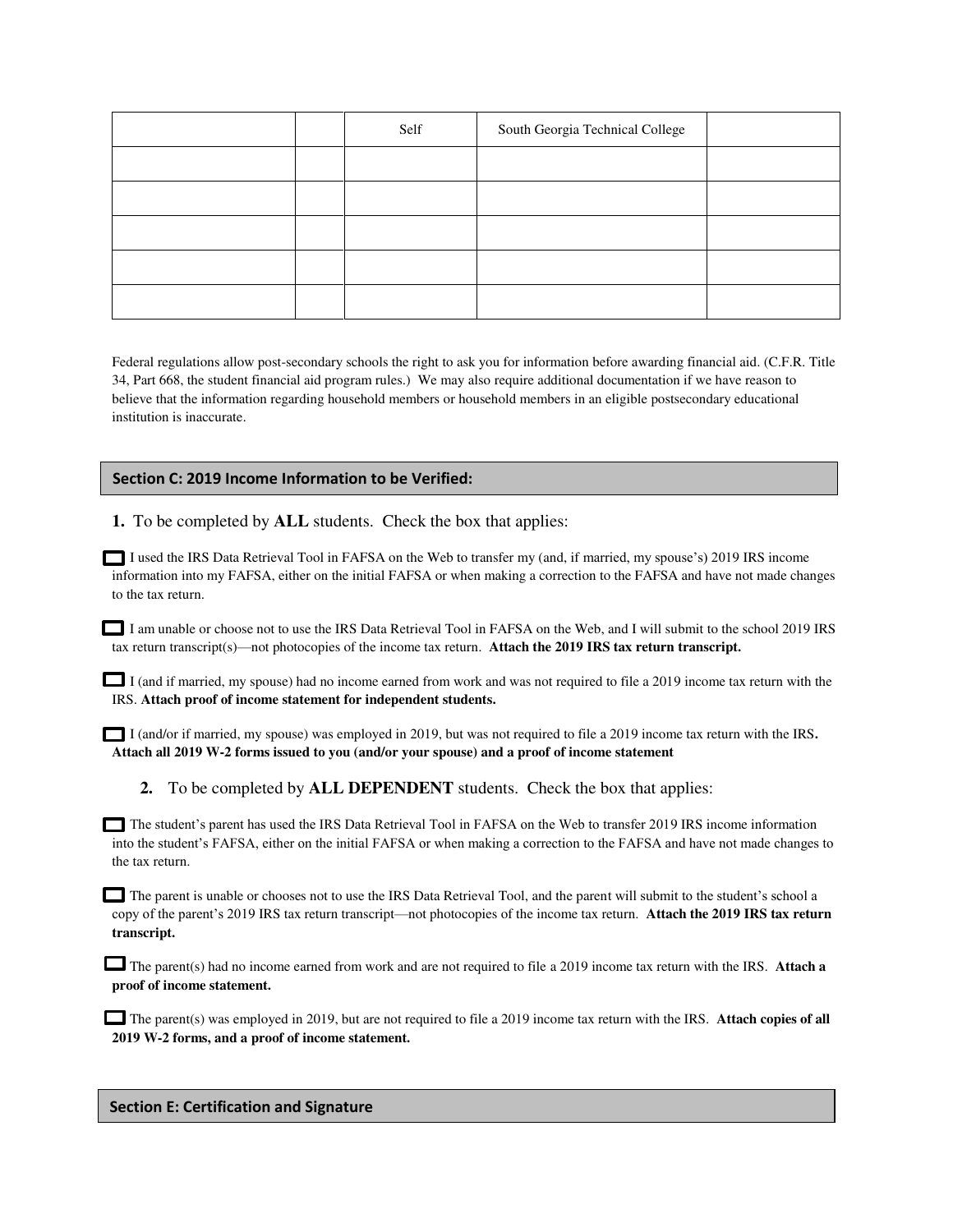| | | | | |
|---|---|---|---|---|
| | | Self | South Georgia Technical College | |
| | | | | |
| | | | | |
| | | | | |
| | | | | |
| | | | | |

Federal regulations allow post-secondary schools the right to ask you for information before awarding financial aid. (C.F.R. Title 34, Part 668, the student financial aid program rules.) We may also require additional documentation if we have reason to believe that the information regarding household members or household members in an eligible postsecondary educational institution is inaccurate.

## Section C: 2019 Income Information to be Verified:

**1.** To be completed by **ALL** students. Check the box that applies:

☐ I used the IRS Data Retrieval Tool in FAFSA on the Web to transfer my (and, if married, my spouse's) 2019 IRS income information into my FAFSA, either on the initial FAFSA or when making a correction to the FAFSA and have not made changes to the tax return.

☐ I am unable or choose not to use the IRS Data Retrieval Tool in FAFSA on the Web, and I will submit to the school 2019 IRS tax return transcript(s)—not photocopies of the income tax return. **Attach the 2019 IRS tax return transcript.**

☐ I (and if married, my spouse) had no income earned from work and was not required to file a 2019 income tax return with the IRS. **Attach proof of income statement for independent students.**

☐ I (and/or if married, my spouse) was employed in 2019, but was not required to file a 2019 income tax return with the IRS. **Attach all 2019 W-2 forms issued to you (and/or your spouse) and a proof of income statement**

**2.** To be completed by **ALL DEPENDENT** students. Check the box that applies:

☐ The student's parent has used the IRS Data Retrieval Tool in FAFSA on the Web to transfer 2019 IRS income information into the student's FAFSA, either on the initial FAFSA or when making a correction to the FAFSA and have not made changes to the tax return.

☐ The parent is unable or chooses not to use the IRS Data Retrieval Tool, and the parent will submit to the student's school a copy of the parent's 2019 IRS tax return transcript—not photocopies of the income tax return. **Attach the 2019 IRS tax return transcript.**

☐ The parent(s) had no income earned from work and are not required to file a 2019 income tax return with the IRS. **Attach a proof of income statement.**

☐ The parent(s) was employed in 2019, but are not required to file a 2019 income tax return with the IRS. **Attach copies of all 2019 W-2 forms, and a proof of income statement.**

## Section E: Certification and Signature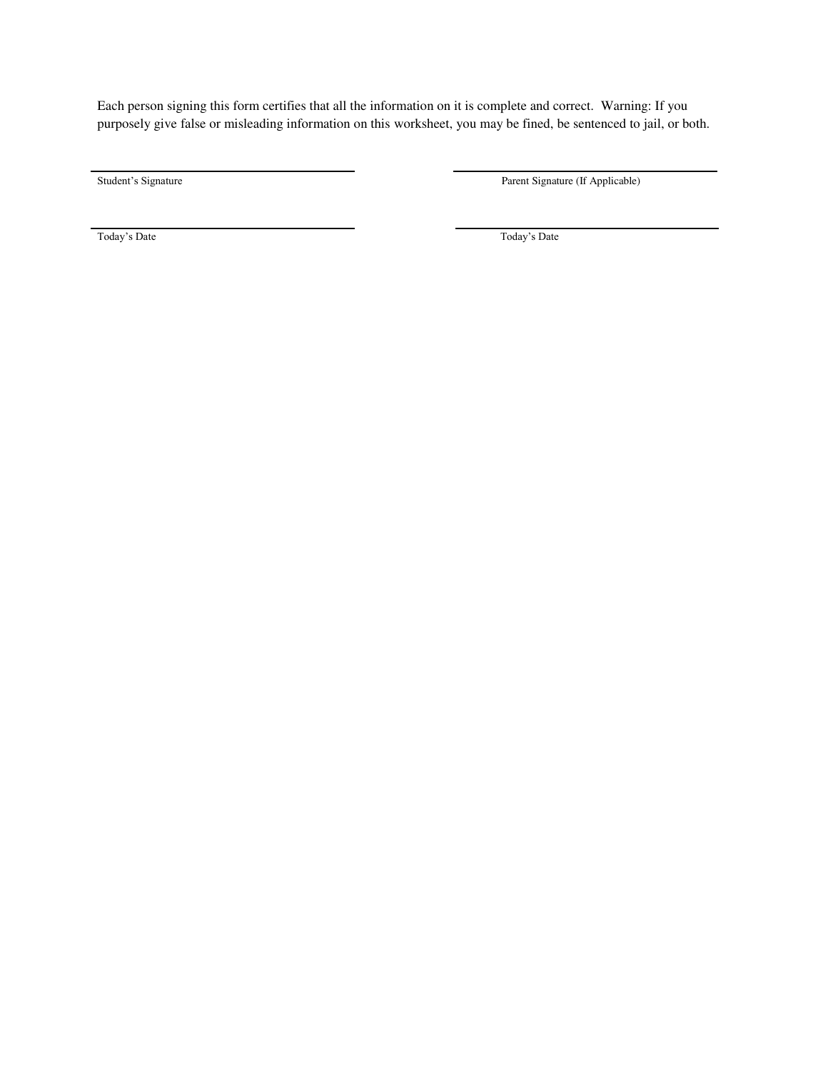Each person signing this form certifies that all the information on it is complete and correct. Warning: If you purposely give false or misleading information on this worksheet, you may be fined, be sentenced to jail, or both.

| | |
|---|---|
| \_\_\_\_\_\_\_\_\_\_\_\_\_\_\_\_\_\_\_\_\_\_\_\_\_\_\_\_\_\_ | \_\_\_\_\_\_\_\_\_\_\_\_\_\_\_\_\_\_\_\_\_\_\_\_\_\_\_\_\_\_ |
| Student's Signature | Parent Signature (If Applicable) |
| \_\_\_\_\_\_\_\_\_\_\_\_\_\_\_\_\_\_\_\_\_\_\_\_\_\_\_\_\_\_ | \_\_\_\_\_\_\_\_\_\_\_\_\_\_\_\_\_\_\_\_\_\_\_\_\_\_\_\_\_\_ |
| Today's Date | Today's Date |